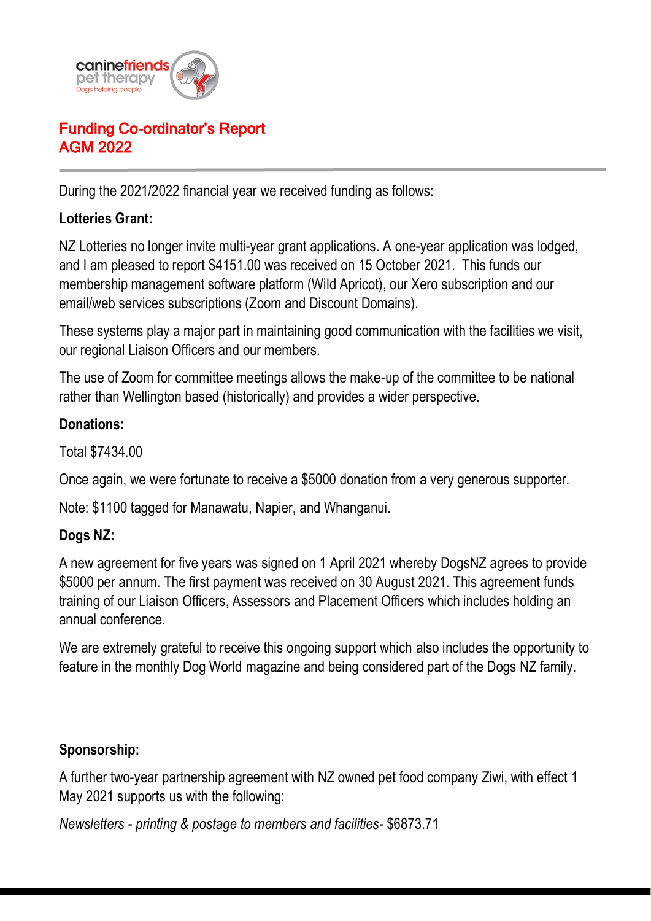# Funding Co-ordinator's Report
# AGM 2022

During the 2021/2022 financial year we received funding as follows:

**Lotteries Grant:**

NZ Lotteries no longer invite multi-year grant applications. A one-year application was lodged, and I am pleased to report $4151.00 was received on 15 October 2021. This funds our membership management software platform (Wild Apricot), our Xero subscription and our email/web services subscriptions (Zoom and Discount Domains).

These systems play a major part in maintaining good communication with the facilities we visit, our regional Liaison Officers and our members.

The use of Zoom for committee meetings allows the make-up of the committee to be national rather than Wellington based (historically) and provides a wider perspective.

**Donations:**

Total $7434.00

Once again, we were fortunate to receive a $5000 donation from a very generous supporter.

Note: $1100 tagged for Manawatu, Napier, and Whanganui.

**Dogs NZ:**

A new agreement for five years was signed on 1 April 2021 whereby DogsNZ agrees to provide $5000 per annum. The first payment was received on 30 August 2021. This agreement funds training of our Liaison Officers, Assessors and Placement Officers which includes holding an annual conference.

We are extremely grateful to receive this ongoing support which also includes the opportunity to feature in the monthly Dog World magazine and being considered part of the Dogs NZ family.

**Sponsorship:**

A further two-year partnership agreement with NZ owned pet food company Ziwi, with effect 1 May 2021 supports us with the following:

*Newsletters - printing & postage to members and facilities-* $6873.71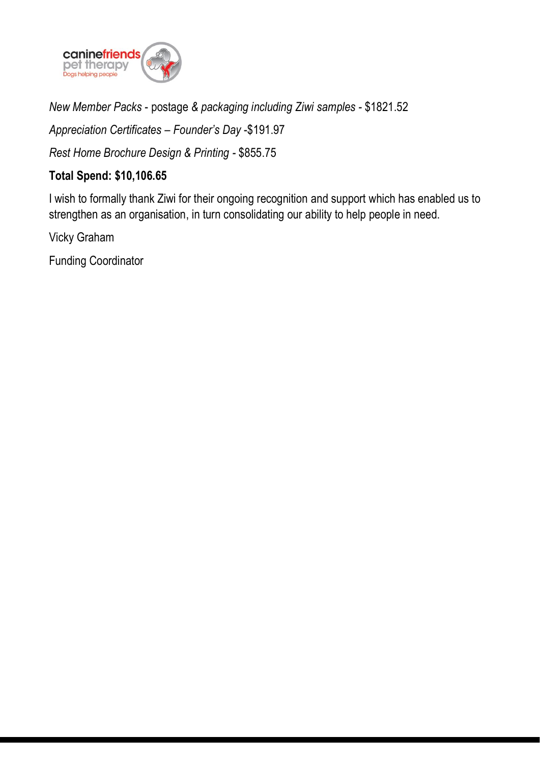*New Member Packs* - postage *& packaging including Ziwi samples* - $1821.52

*Appreciation Certificates – Founder's Day* -$191.97

*Rest Home Brochure Design & Printing* - $855.75

**Total Spend: $10,106.65**

I wish to formally thank Ziwi for their ongoing recognition and support which has enabled us to strengthen as an organisation, in turn consolidating our ability to help people in need.

Vicky Graham

Funding Coordinator